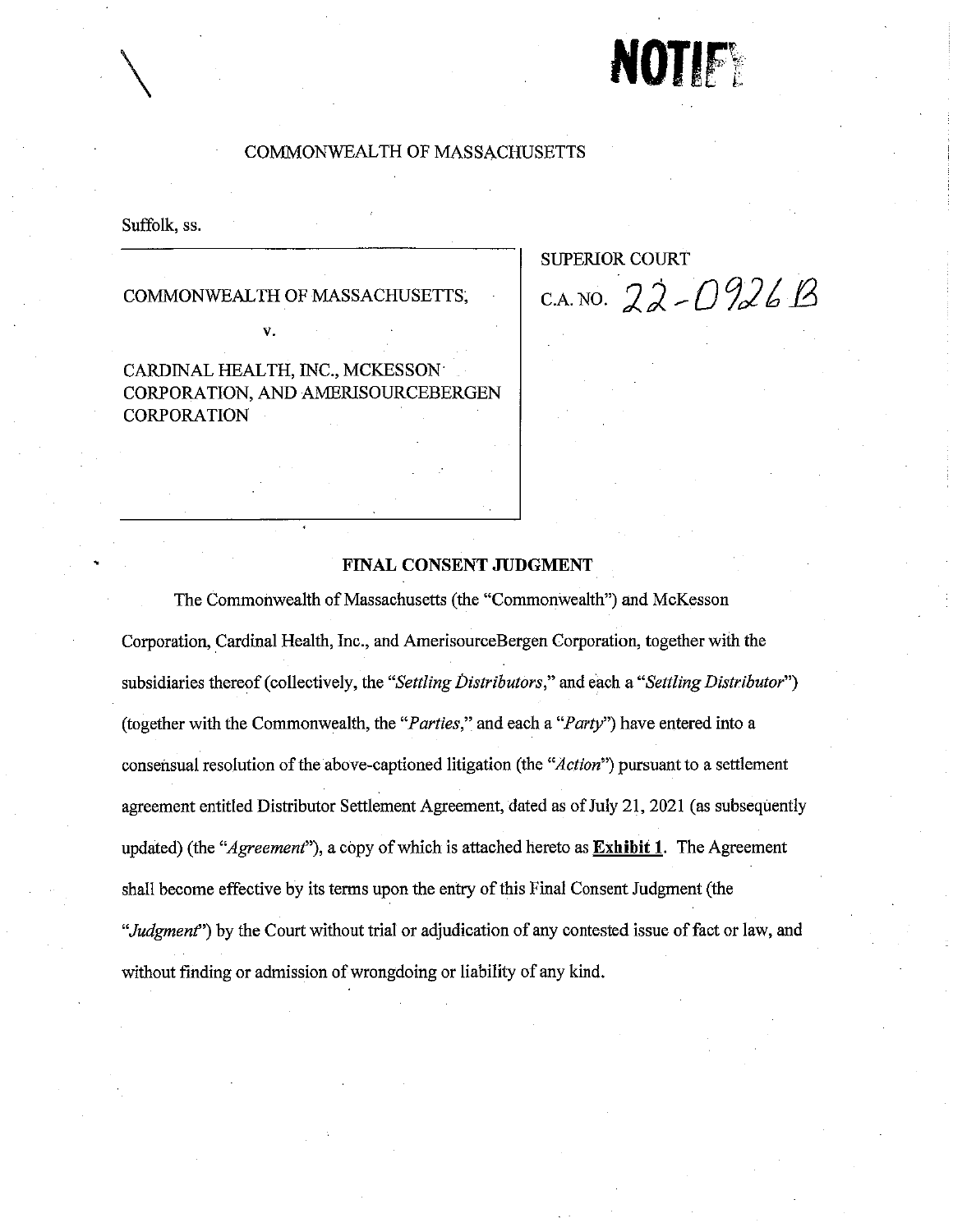NOTIFY

COMMONWEALTH OF MASSACHUSETTS

Suffolk, ss.

| | |
|---|---|
| COMMONWEALTH OF MASSACHUSETTS,<br><br>v.<br><br>CARDINAL HEALTH, INC., MCKESSON CORPORATION, AND AMERISOURCEBERGEN CORPORATION | SUPERIOR COURT<br><br>C.A. NO. 22-0926 B |

## FINAL CONSENT JUDGMENT

The Commonwealth of Massachusetts (the "Commonwealth") and McKesson Corporation, Cardinal Health, Inc., and AmerisourceBergen Corporation, together with the subsidiaries thereof (collectively, the "*Settling Distributors*," and each a "*Settling Distributor*") (together with the Commonwealth, the "*Parties*," and each a "*Party*") have entered into a consensual resolution of the above-captioned litigation (the "*Action*") pursuant to a settlement agreement entitled Distributor Settlement Agreement, dated as of July 21, 2021 (as subsequently updated) (the "*Agreement*"), a copy of which is attached hereto as **Exhibit 1**. The Agreement shall become effective by its terms upon the entry of this Final Consent Judgment (the "*Judgment*") by the Court without trial or adjudication of any contested issue of fact or law, and without finding or admission of wrongdoing or liability of any kind.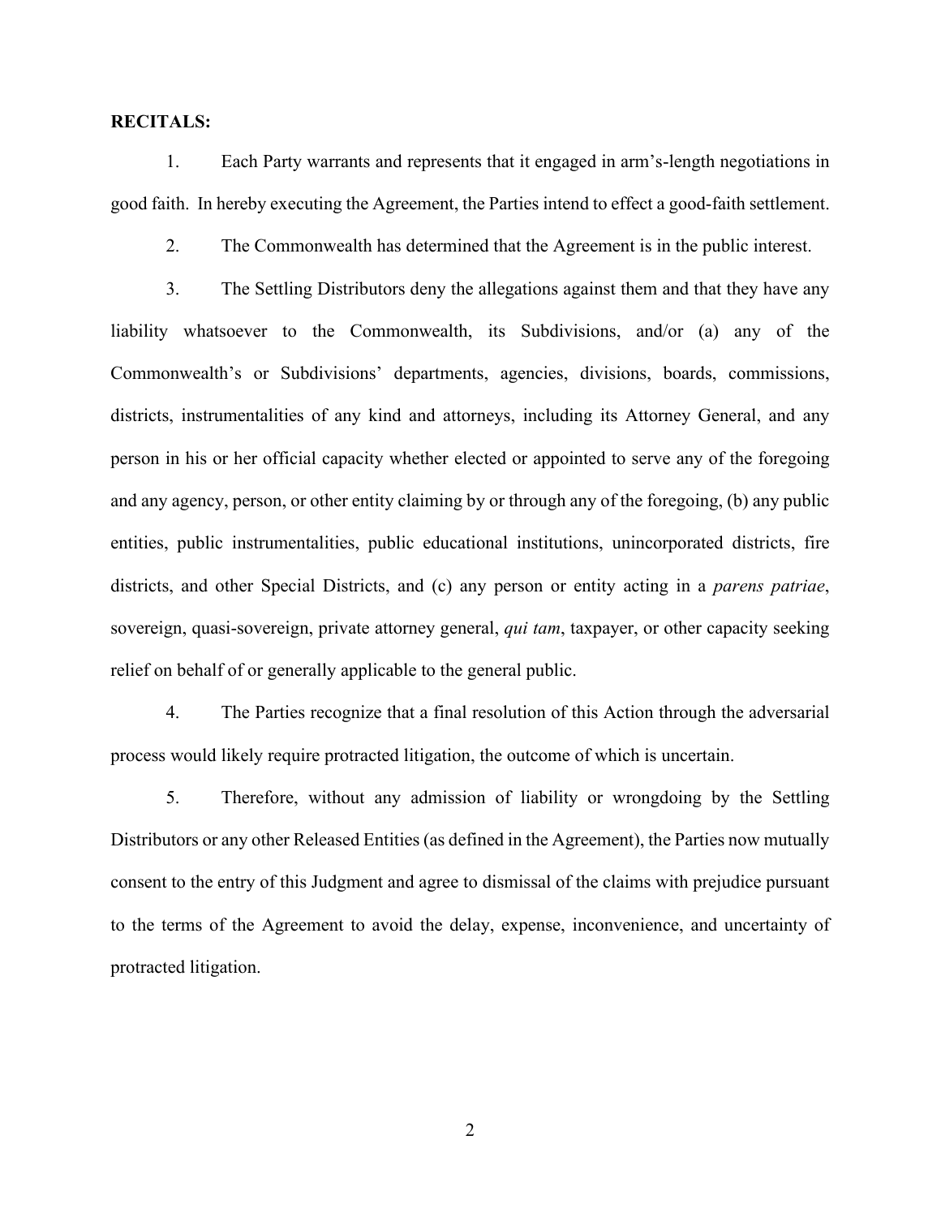**RECITALS:**

1. Each Party warrants and represents that it engaged in arm's-length negotiations in good faith. In hereby executing the Agreement, the Parties intend to effect a good-faith settlement.

2. The Commonwealth has determined that the Agreement is in the public interest.

3. The Settling Distributors deny the allegations against them and that they have any liability whatsoever to the Commonwealth, its Subdivisions, and/or (a) any of the Commonwealth's or Subdivisions' departments, agencies, divisions, boards, commissions, districts, instrumentalities of any kind and attorneys, including its Attorney General, and any person in his or her official capacity whether elected or appointed to serve any of the foregoing and any agency, person, or other entity claiming by or through any of the foregoing, (b) any public entities, public instrumentalities, public educational institutions, unincorporated districts, fire districts, and other Special Districts, and (c) any person or entity acting in a *parens patriae*, sovereign, quasi-sovereign, private attorney general, *qui tam*, taxpayer, or other capacity seeking relief on behalf of or generally applicable to the general public.

4. The Parties recognize that a final resolution of this Action through the adversarial process would likely require protracted litigation, the outcome of which is uncertain.

5. Therefore, without any admission of liability or wrongdoing by the Settling Distributors or any other Released Entities (as defined in the Agreement), the Parties now mutually consent to the entry of this Judgment and agree to dismissal of the claims with prejudice pursuant to the terms of the Agreement to avoid the delay, expense, inconvenience, and uncertainty of protracted litigation.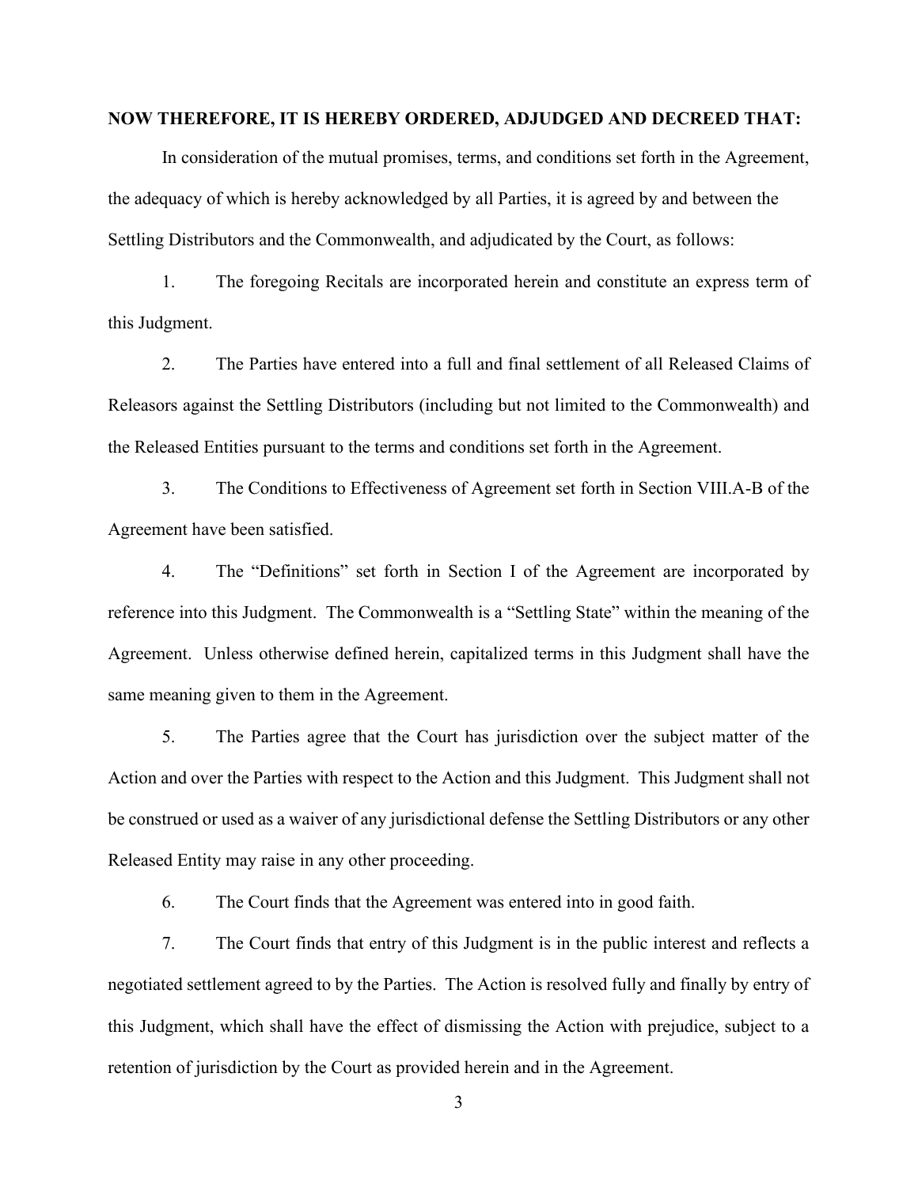**NOW THEREFORE, IT IS HEREBY ORDERED, ADJUDGED AND DECREED THAT:**

In consideration of the mutual promises, terms, and conditions set forth in the Agreement, the adequacy of which is hereby acknowledged by all Parties, it is agreed by and between the Settling Distributors and the Commonwealth, and adjudicated by the Court, as follows:

1. The foregoing Recitals are incorporated herein and constitute an express term of this Judgment.

2. The Parties have entered into a full and final settlement of all Released Claims of Releasors against the Settling Distributors (including but not limited to the Commonwealth) and the Released Entities pursuant to the terms and conditions set forth in the Agreement.

3. The Conditions to Effectiveness of Agreement set forth in Section VIII.A-B of the Agreement have been satisfied.

4. The "Definitions" set forth in Section I of the Agreement are incorporated by reference into this Judgment. The Commonwealth is a "Settling State" within the meaning of the Agreement. Unless otherwise defined herein, capitalized terms in this Judgment shall have the same meaning given to them in the Agreement.

5. The Parties agree that the Court has jurisdiction over the subject matter of the Action and over the Parties with respect to the Action and this Judgment. This Judgment shall not be construed or used as a waiver of any jurisdictional defense the Settling Distributors or any other Released Entity may raise in any other proceeding.

6. The Court finds that the Agreement was entered into in good faith.

7. The Court finds that entry of this Judgment is in the public interest and reflects a negotiated settlement agreed to by the Parties. The Action is resolved fully and finally by entry of this Judgment, which shall have the effect of dismissing the Action with prejudice, subject to a retention of jurisdiction by the Court as provided herein and in the Agreement.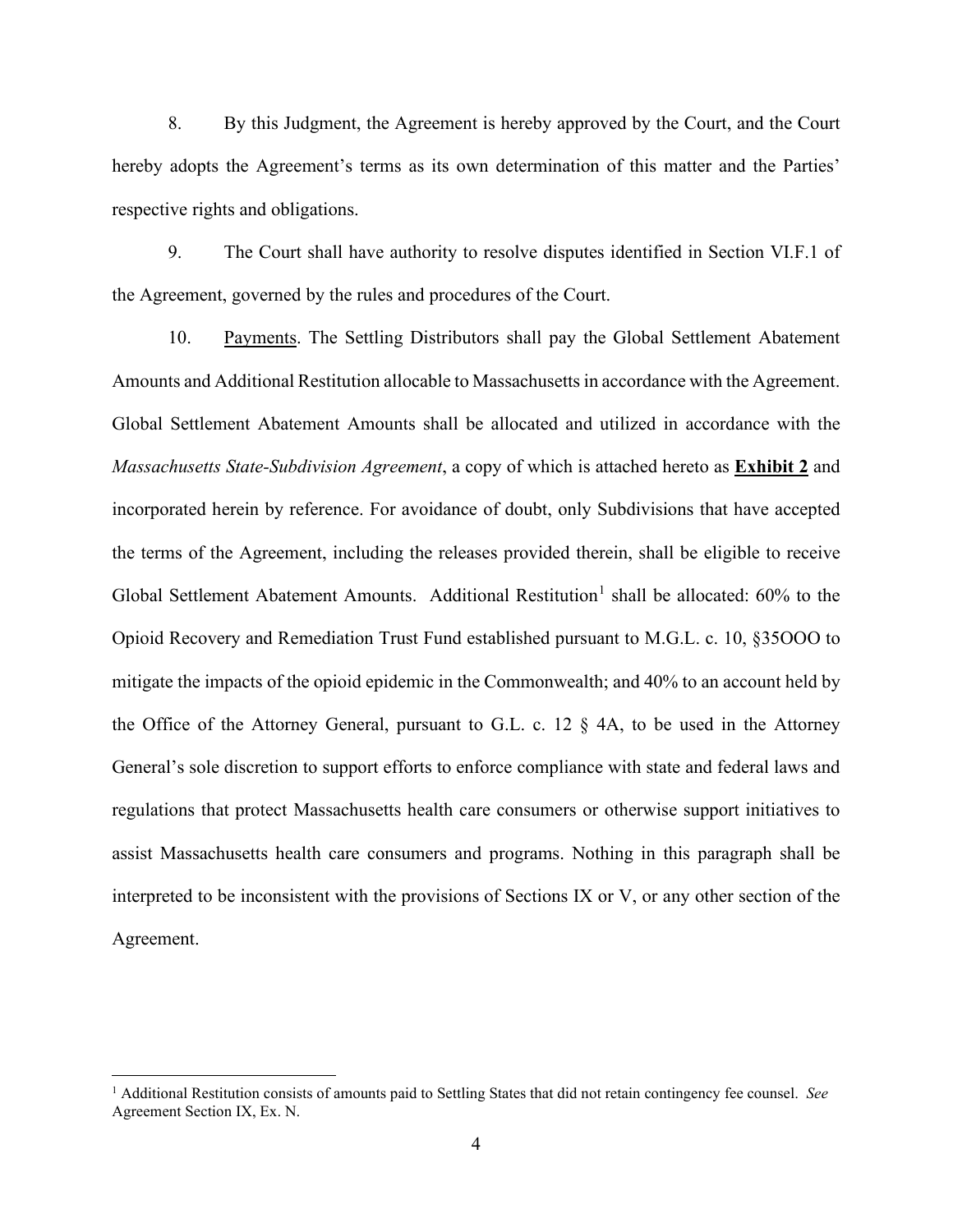8. By this Judgment, the Agreement is hereby approved by the Court, and the Court hereby adopts the Agreement's terms as its own determination of this matter and the Parties' respective rights and obligations.

9. The Court shall have authority to resolve disputes identified in Section VI.F.1 of the Agreement, governed by the rules and procedures of the Court.

10. Payments. The Settling Distributors shall pay the Global Settlement Abatement Amounts and Additional Restitution allocable to Massachusetts in accordance with the Agreement. Global Settlement Abatement Amounts shall be allocated and utilized in accordance with the *Massachusetts State-Subdivision Agreement*, a copy of which is attached hereto as **Exhibit 2** and incorporated herein by reference. For avoidance of doubt, only Subdivisions that have accepted the terms of the Agreement, including the releases provided therein, shall be eligible to receive Global Settlement Abatement Amounts. Additional Restitution[1] shall be allocated: 60% to the Opioid Recovery and Remediation Trust Fund established pursuant to M.G.L. c. 10, §35OOO to mitigate the impacts of the opioid epidemic in the Commonwealth; and 40% to an account held by the Office of the Attorney General, pursuant to G.L. c. 12 § 4A, to be used in the Attorney General's sole discretion to support efforts to enforce compliance with state and federal laws and regulations that protect Massachusetts health care consumers or otherwise support initiatives to assist Massachusetts health care consumers and programs. Nothing in this paragraph shall be interpreted to be inconsistent with the provisions of Sections IX or V, or any other section of the Agreement.

---

[1] Additional Restitution consists of amounts paid to Settling States that did not retain contingency fee counsel. *See* Agreement Section IX, Ex. N.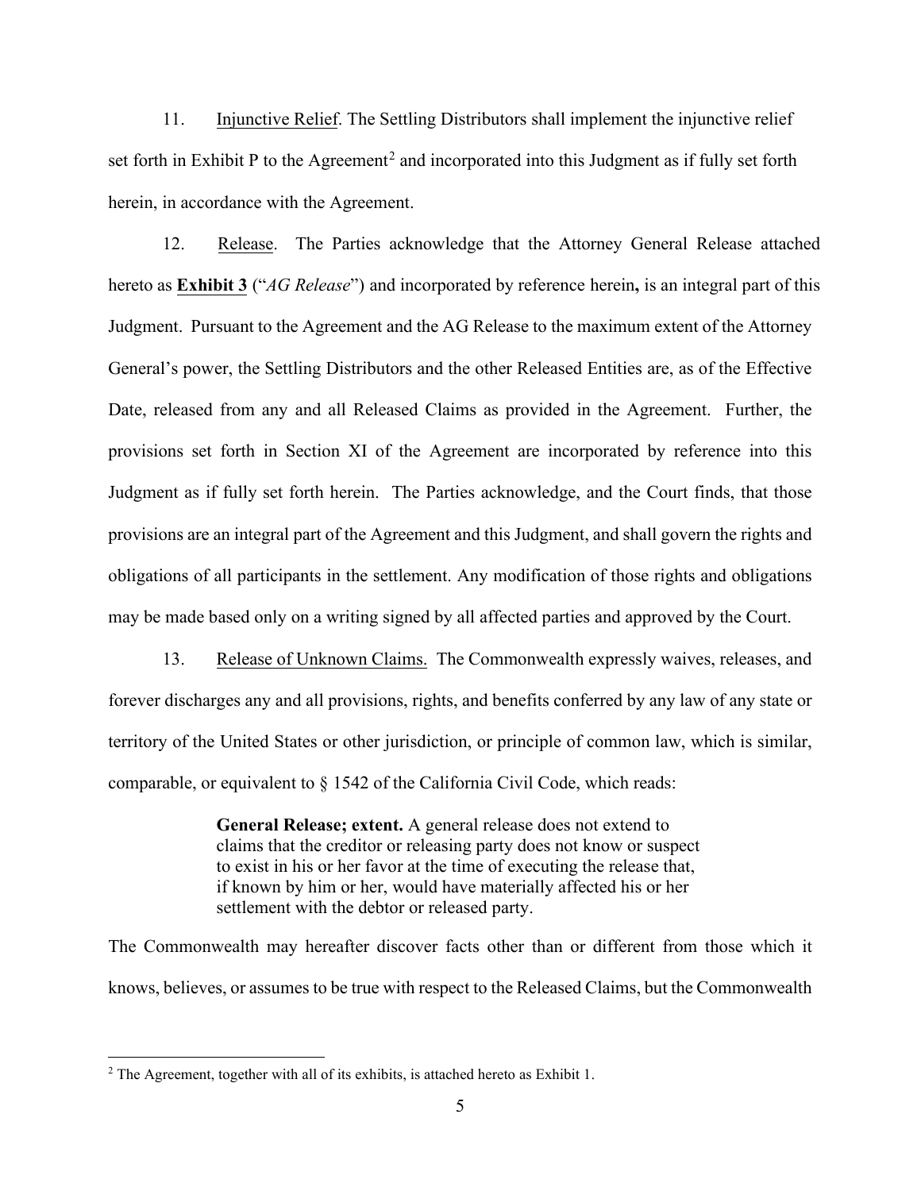11. Injunctive Relief. The Settling Distributors shall implement the injunctive relief set forth in Exhibit P to the Agreement[2] and incorporated into this Judgment as if fully set forth herein, in accordance with the Agreement.

12. Release. The Parties acknowledge that the Attorney General Release attached hereto as **Exhibit 3** ("*AG Release*") and incorporated by reference herein**,** is an integral part of this Judgment. Pursuant to the Agreement and the AG Release to the maximum extent of the Attorney General's power, the Settling Distributors and the other Released Entities are, as of the Effective Date, released from any and all Released Claims as provided in the Agreement. Further, the provisions set forth in Section XI of the Agreement are incorporated by reference into this Judgment as if fully set forth herein. The Parties acknowledge, and the Court finds, that those provisions are an integral part of the Agreement and this Judgment, and shall govern the rights and obligations of all participants in the settlement. Any modification of those rights and obligations may be made based only on a writing signed by all affected parties and approved by the Court.

13. Release of Unknown Claims. The Commonwealth expressly waives, releases, and forever discharges any and all provisions, rights, and benefits conferred by any law of any state or territory of the United States or other jurisdiction, or principle of common law, which is similar, comparable, or equivalent to § 1542 of the California Civil Code, which reads:

> **General Release; extent.** A general release does not extend to claims that the creditor or releasing party does not know or suspect to exist in his or her favor at the time of executing the release that, if known by him or her, would have materially affected his or her settlement with the debtor or released party.

The Commonwealth may hereafter discover facts other than or different from those which it knows, believes, or assumes to be true with respect to the Released Claims, but the Commonwealth

[2] The Agreement, together with all of its exhibits, is attached hereto as Exhibit 1.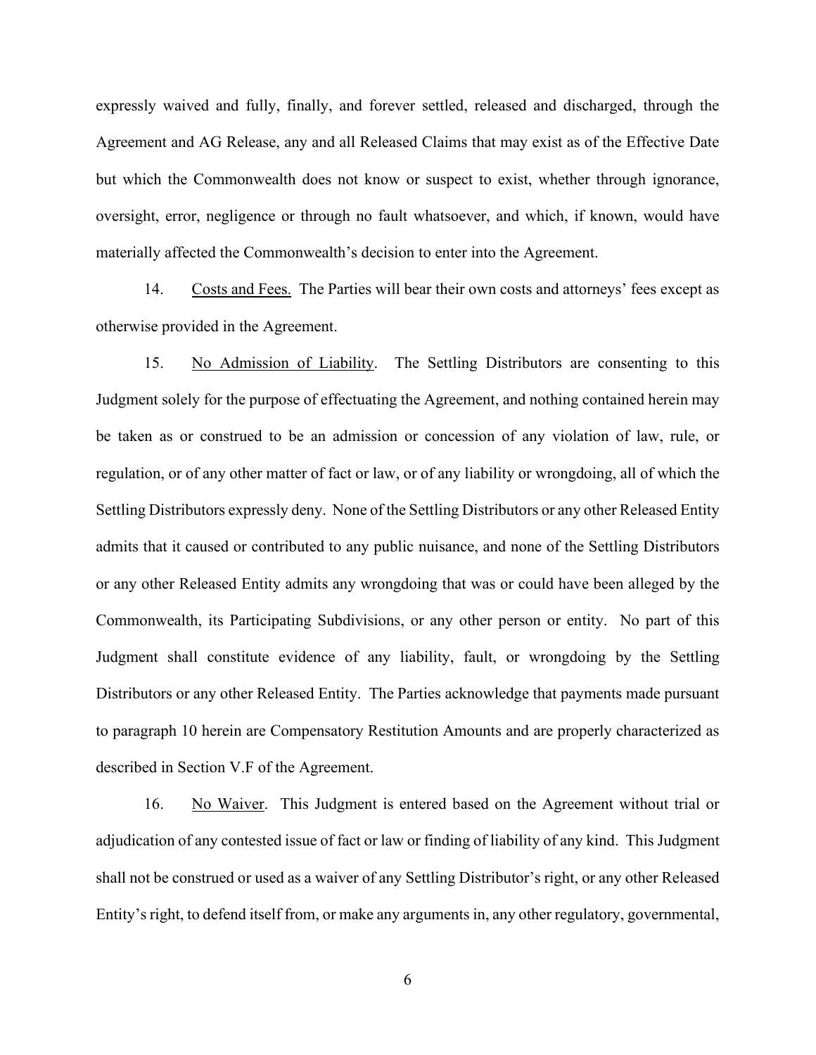expressly waived and fully, finally, and forever settled, released and discharged, through the Agreement and AG Release, any and all Released Claims that may exist as of the Effective Date but which the Commonwealth does not know or suspect to exist, whether through ignorance, oversight, error, negligence or through no fault whatsoever, and which, if known, would have materially affected the Commonwealth's decision to enter into the Agreement.

14. Costs and Fees. The Parties will bear their own costs and attorneys' fees except as otherwise provided in the Agreement.

15. No Admission of Liability. The Settling Distributors are consenting to this Judgment solely for the purpose of effectuating the Agreement, and nothing contained herein may be taken as or construed to be an admission or concession of any violation of law, rule, or regulation, or of any other matter of fact or law, or of any liability or wrongdoing, all of which the Settling Distributors expressly deny. None of the Settling Distributors or any other Released Entity admits that it caused or contributed to any public nuisance, and none of the Settling Distributors or any other Released Entity admits any wrongdoing that was or could have been alleged by the Commonwealth, its Participating Subdivisions, or any other person or entity. No part of this Judgment shall constitute evidence of any liability, fault, or wrongdoing by the Settling Distributors or any other Released Entity. The Parties acknowledge that payments made pursuant to paragraph 10 herein are Compensatory Restitution Amounts and are properly characterized as described in Section V.F of the Agreement.

16. No Waiver. This Judgment is entered based on the Agreement without trial or adjudication of any contested issue of fact or law or finding of liability of any kind. This Judgment shall not be construed or used as a waiver of any Settling Distributor's right, or any other Released Entity's right, to defend itself from, or make any arguments in, any other regulatory, governmental,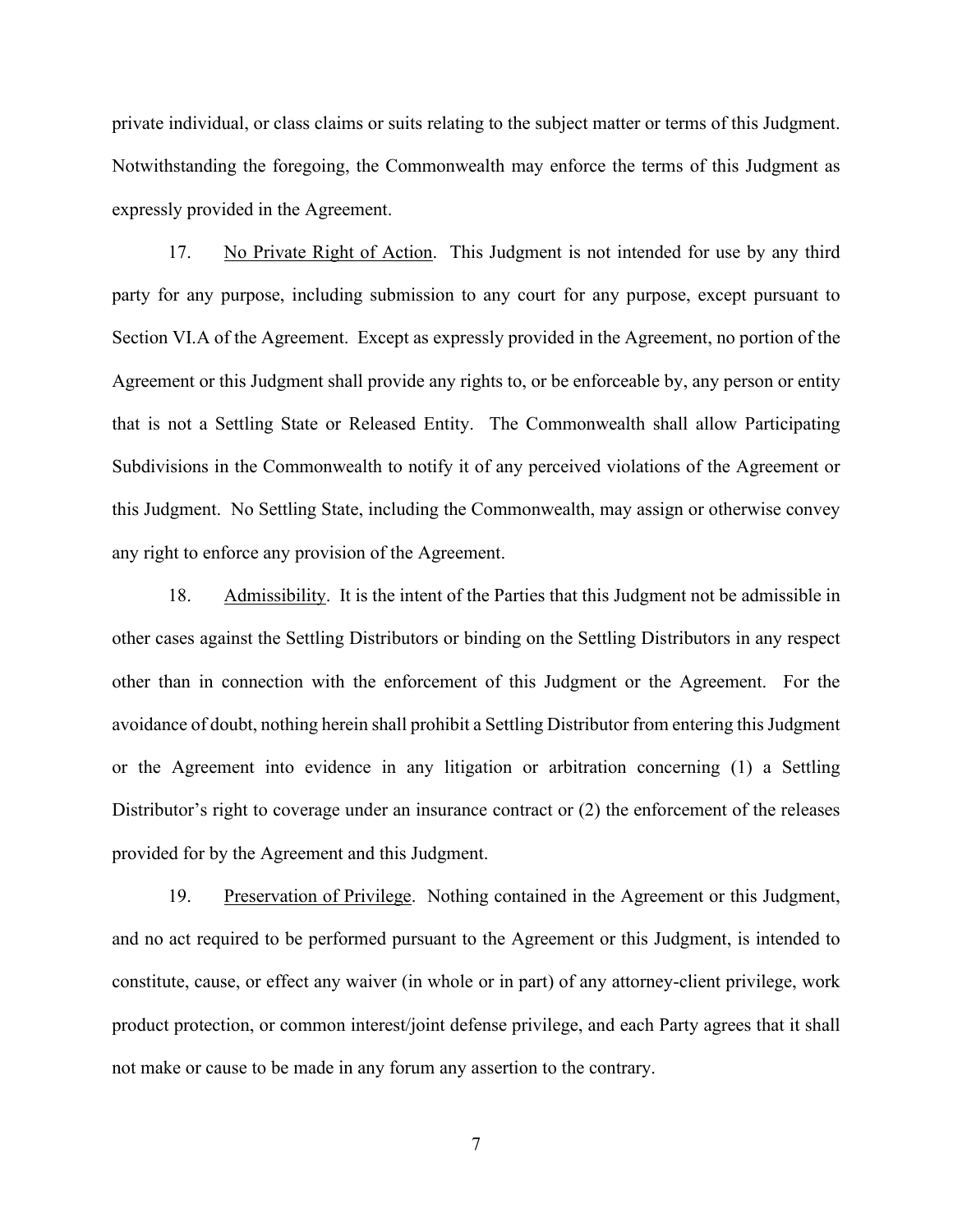private individual, or class claims or suits relating to the subject matter or terms of this Judgment. Notwithstanding the foregoing, the Commonwealth may enforce the terms of this Judgment as expressly provided in the Agreement.

17. No Private Right of Action. This Judgment is not intended for use by any third party for any purpose, including submission to any court for any purpose, except pursuant to Section VI.A of the Agreement. Except as expressly provided in the Agreement, no portion of the Agreement or this Judgment shall provide any rights to, or be enforceable by, any person or entity that is not a Settling State or Released Entity. The Commonwealth shall allow Participating Subdivisions in the Commonwealth to notify it of any perceived violations of the Agreement or this Judgment. No Settling State, including the Commonwealth, may assign or otherwise convey any right to enforce any provision of the Agreement.

18. Admissibility. It is the intent of the Parties that this Judgment not be admissible in other cases against the Settling Distributors or binding on the Settling Distributors in any respect other than in connection with the enforcement of this Judgment or the Agreement. For the avoidance of doubt, nothing herein shall prohibit a Settling Distributor from entering this Judgment or the Agreement into evidence in any litigation or arbitration concerning (1) a Settling Distributor's right to coverage under an insurance contract or (2) the enforcement of the releases provided for by the Agreement and this Judgment.

19. Preservation of Privilege. Nothing contained in the Agreement or this Judgment, and no act required to be performed pursuant to the Agreement or this Judgment, is intended to constitute, cause, or effect any waiver (in whole or in part) of any attorney-client privilege, work product protection, or common interest/joint defense privilege, and each Party agrees that it shall not make or cause to be made in any forum any assertion to the contrary.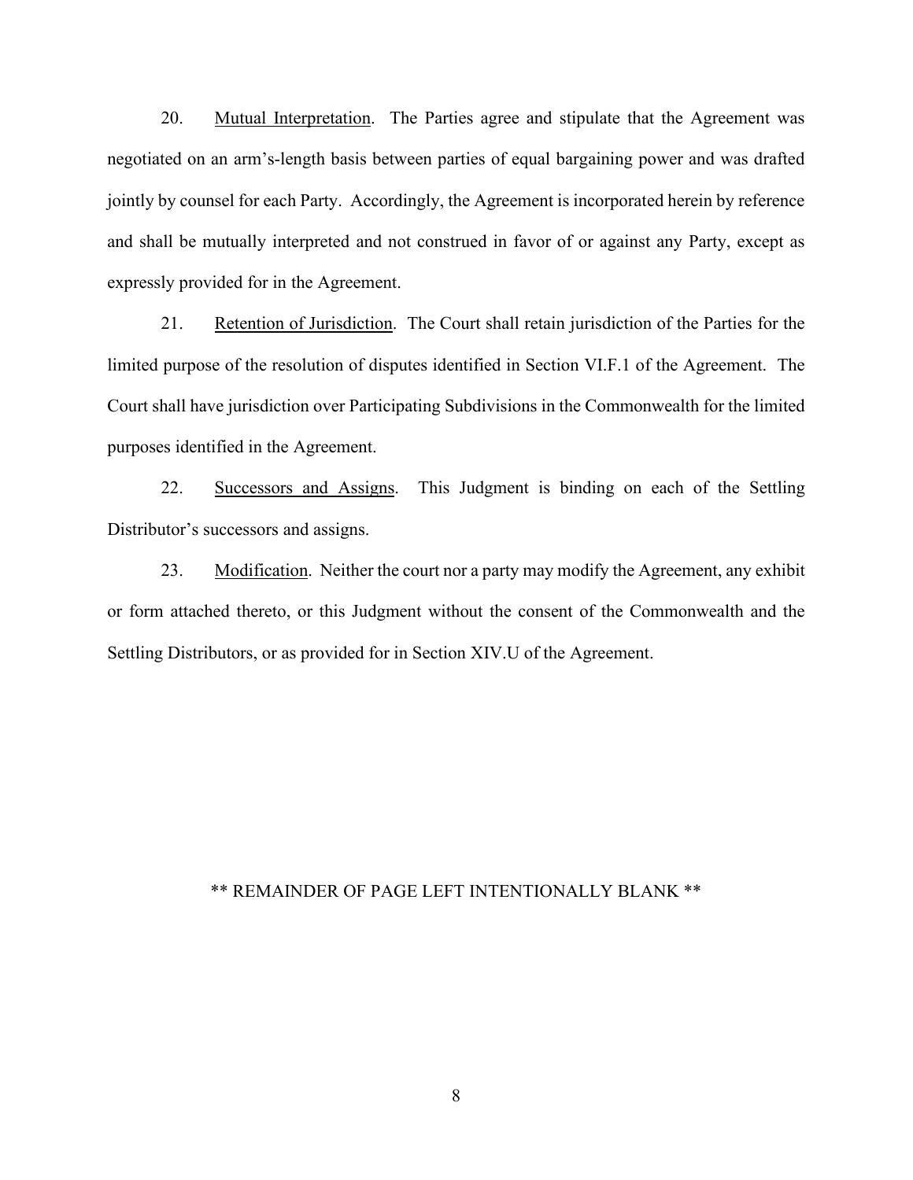20. Mutual Interpretation. The Parties agree and stipulate that the Agreement was negotiated on an arm's-length basis between parties of equal bargaining power and was drafted jointly by counsel for each Party. Accordingly, the Agreement is incorporated herein by reference and shall be mutually interpreted and not construed in favor of or against any Party, except as expressly provided for in the Agreement.

21. Retention of Jurisdiction. The Court shall retain jurisdiction of the Parties for the limited purpose of the resolution of disputes identified in Section VI.F.1 of the Agreement. The Court shall have jurisdiction over Participating Subdivisions in the Commonwealth for the limited purposes identified in the Agreement.

22. Successors and Assigns. This Judgment is binding on each of the Settling Distributor's successors and assigns.

23. Modification. Neither the court nor a party may modify the Agreement, any exhibit or form attached thereto, or this Judgment without the consent of the Commonwealth and the Settling Distributors, or as provided for in Section XIV.U of the Agreement.

** REMAINDER OF PAGE LEFT INTENTIONALLY BLANK **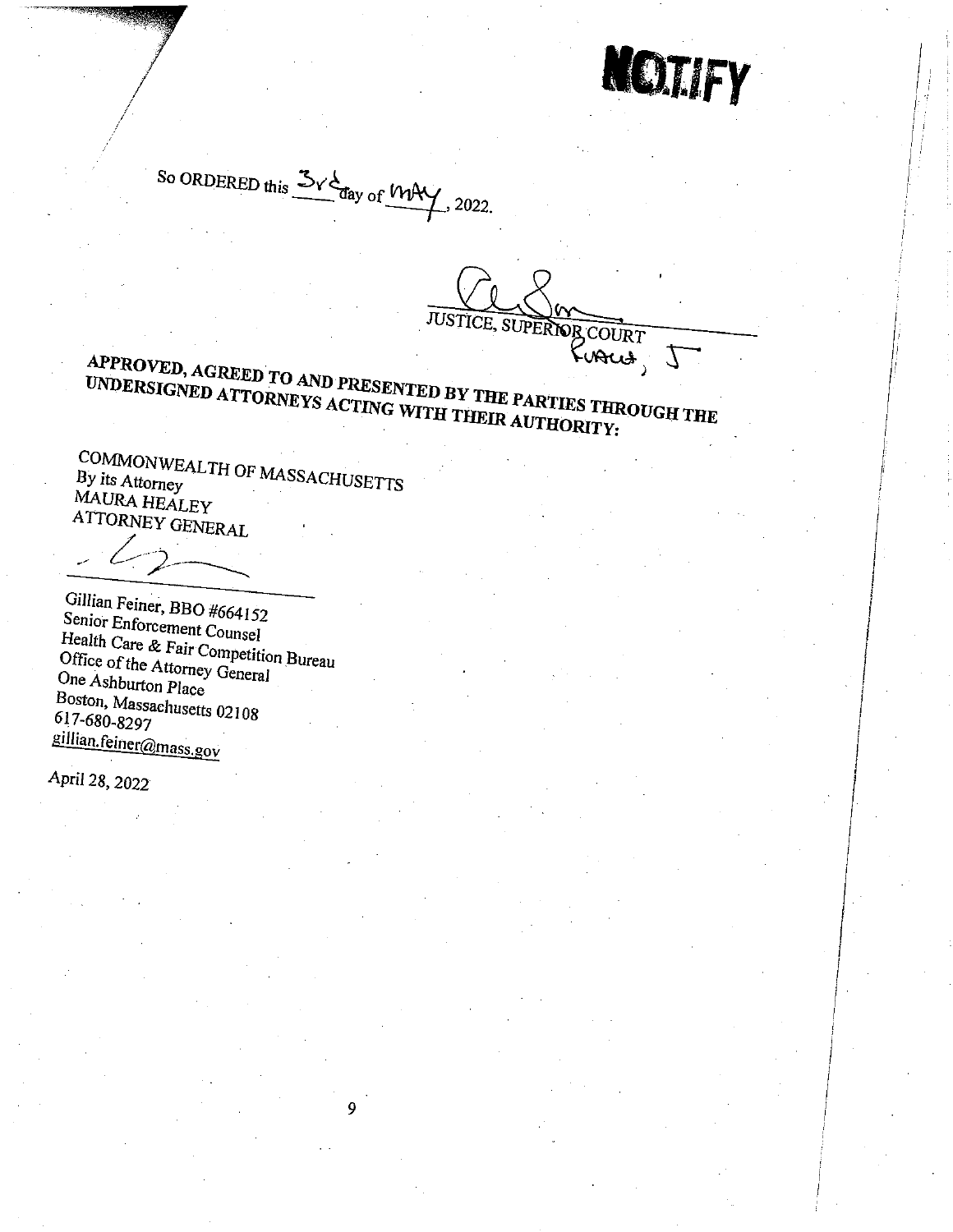**NOTIFY**

So ORDERED this 3rd day of MAY, 2022.

JUSTICE, SUPERIOR COURT
Rubacha, J

**APPROVED, AGREED TO AND PRESENTED BY THE PARTIES THROUGH THE UNDERSIGNED ATTORNEYS ACTING WITH THEIR AUTHORITY:**

COMMONWEALTH OF MASSACHUSETTS
By its Attorney
MAURA HEALEY
ATTORNEY GENERAL

Gillian Feiner, BBO #664152
Senior Enforcement Counsel
Health Care & Fair Competition Bureau
Office of the Attorney General
One Ashburton Place
Boston, Massachusetts 02108
617-680-8297
gillian.feiner@mass.gov

April 28, 2022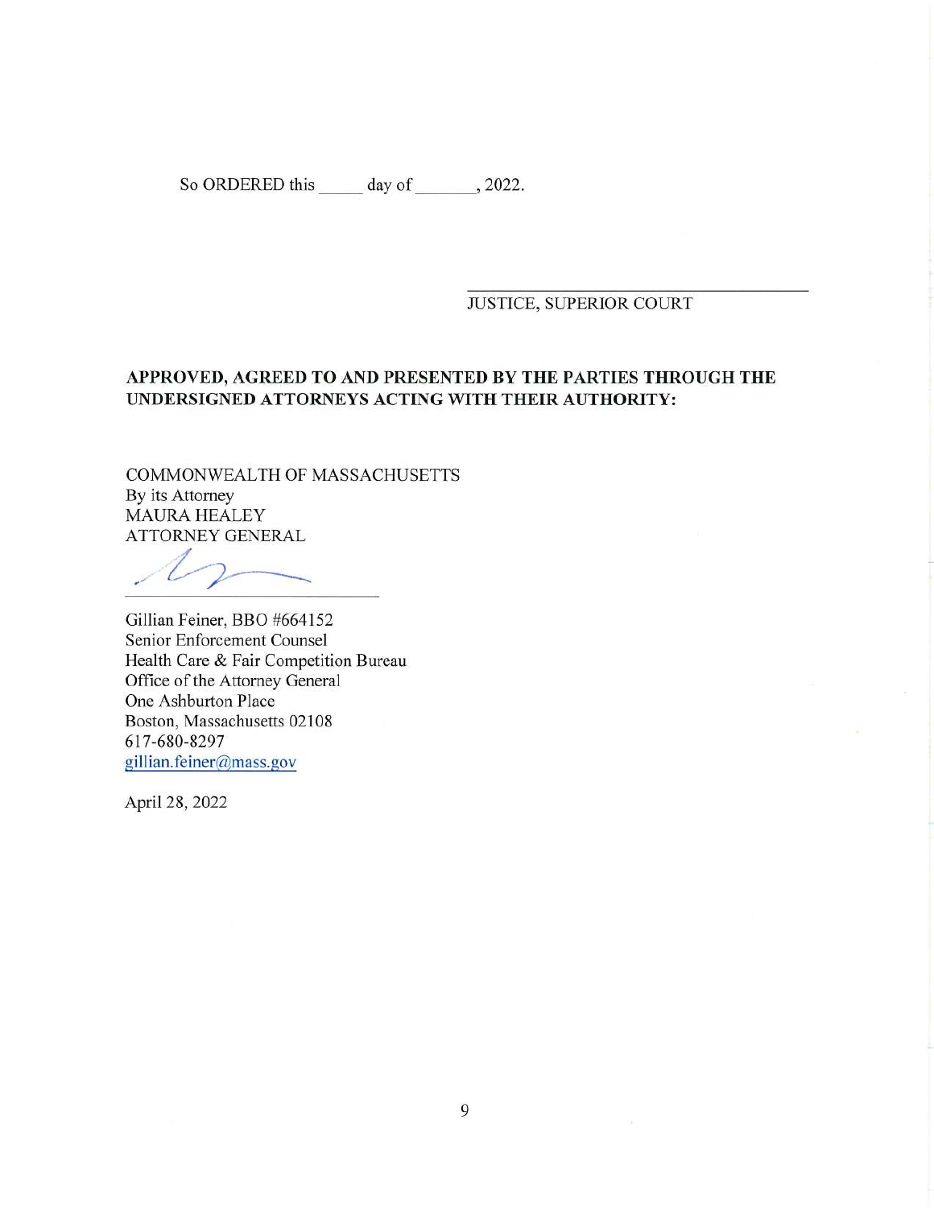So ORDERED this _____ day of _______, 2022.

_________________________________
JUSTICE, SUPERIOR COURT

**APPROVED, AGREED TO AND PRESENTED BY THE PARTIES THROUGH THE UNDERSIGNED ATTORNEYS ACTING WITH THEIR AUTHORITY:**

COMMONWEALTH OF MASSACHUSETTS
By its Attorney
MAURA HEALEY
ATTORNEY GENERAL

_________________________________

Gillian Feiner, BBO #664152
Senior Enforcement Counsel
Health Care & Fair Competition Bureau
Office of the Attorney General
One Ashburton Place
Boston, Massachusetts 02108
617-680-8297
gillian.feiner@mass.gov

April 28, 2022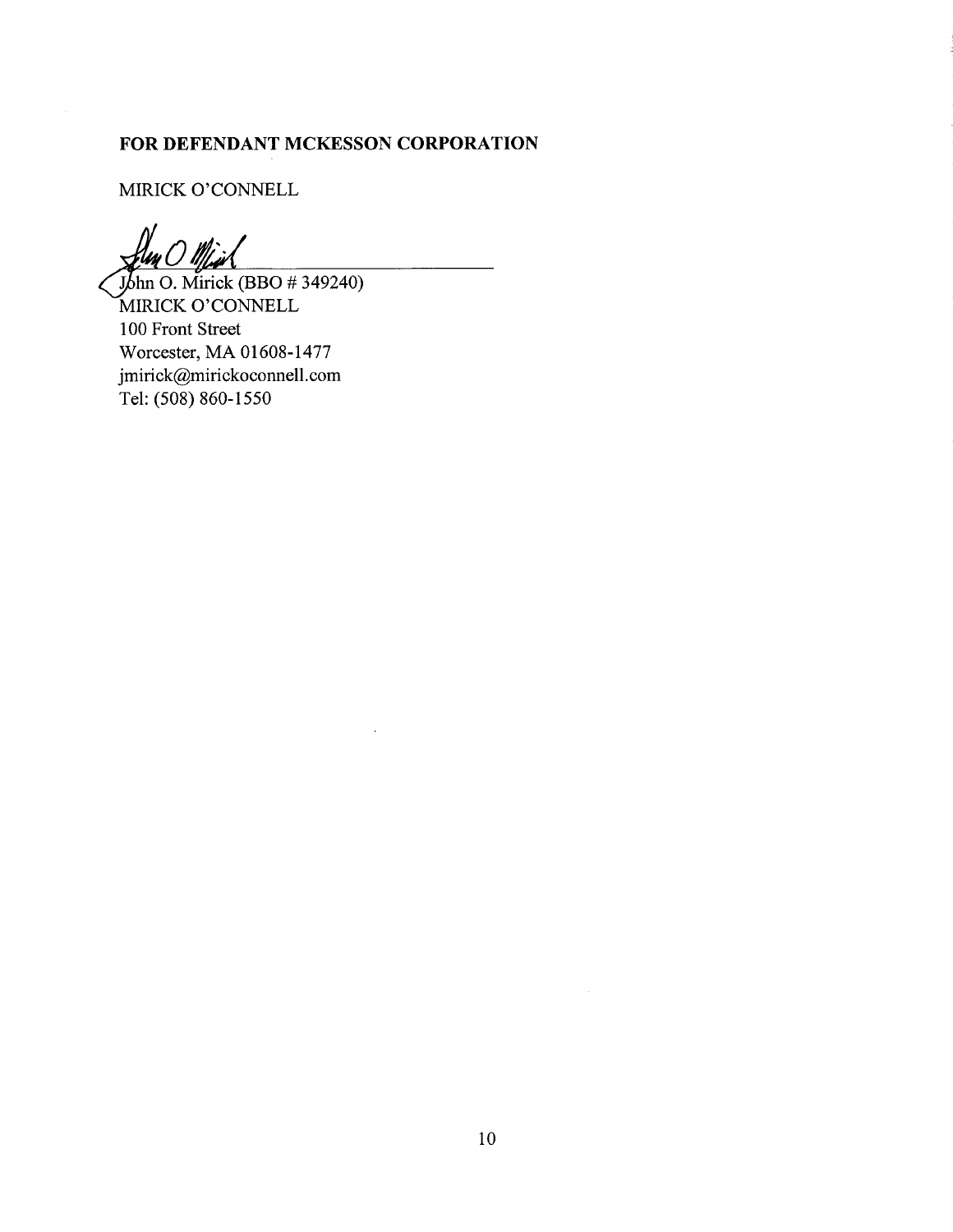**FOR DEFENDANT MCKESSON CORPORATION**

MIRICK O'CONNELL

John O. Mirick (BBO # 349240)
MIRICK O'CONNELL
100 Front Street
Worcester, MA 01608-1477
jmirick@mirickoconnell.com
Tel: (508) 860-1550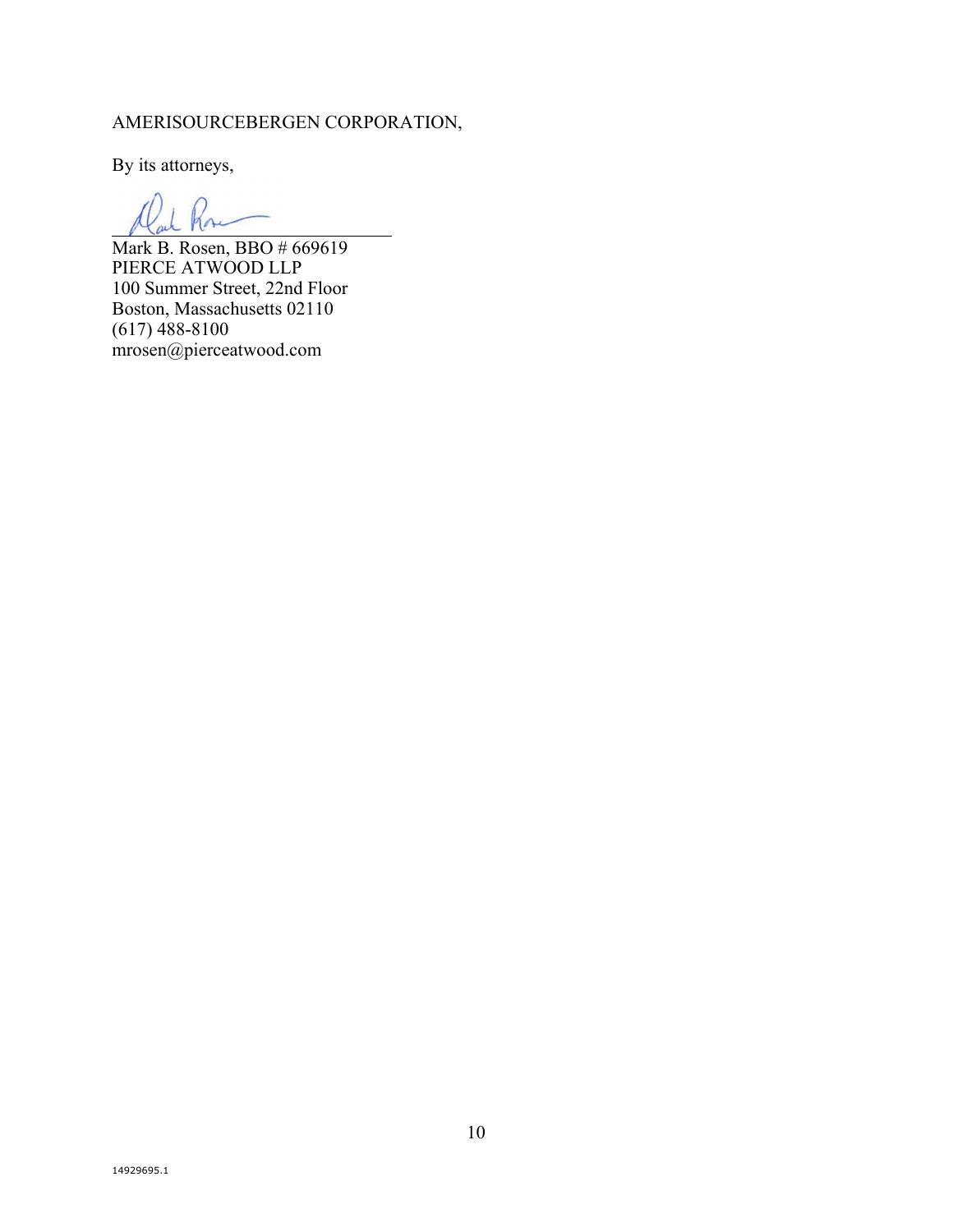AMERISOURCEBERGEN CORPORATION,

By its attorneys,

Mark B. Rosen, BBO # 669619
PIERCE ATWOOD LLP
100 Summer Street, 22nd Floor
Boston, Massachusetts 02110
(617) 488-8100
mrosen@pierceatwood.com

14929695.1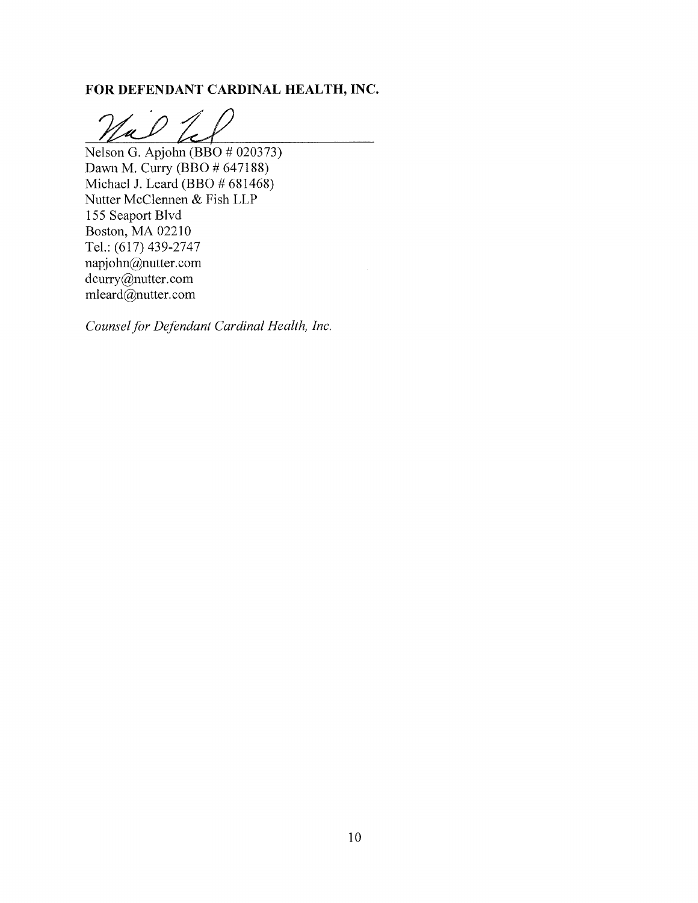**FOR DEFENDANT CARDINAL HEALTH, INC.**

Nelson G. Apjohn (BBO # 020373)
Dawn M. Curry (BBO # 647188)
Michael J. Leard (BBO # 681468)
Nutter McClennen & Fish LLP
155 Seaport Blvd
Boston, MA 02210
Tel.: (617) 439-2747
napjohn@nutter.com
dcurry@nutter.com
mleard@nutter.com

*Counsel for Defendant Cardinal Health, Inc.*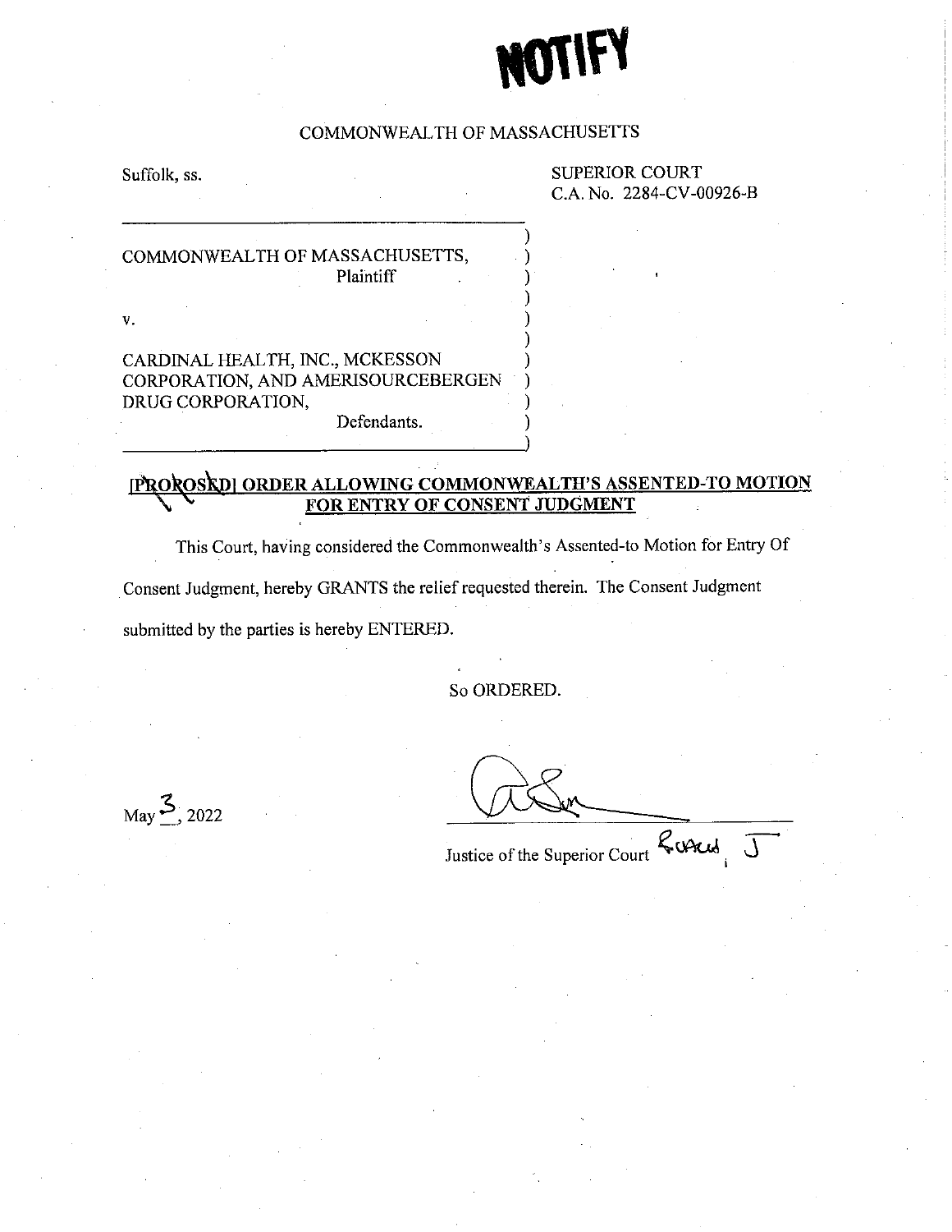# NOTIFY

COMMONWEALTH OF MASSACHUSETTS

Suffolk, ss.

SUPERIOR COURT
C.A. No. 2284-CV-00926-B

COMMONWEALTH OF MASSACHUSETTS,
Plaintiff

v.

CARDINAL HEALTH, INC., MCKESSON CORPORATION, AND AMERISOURCEBERGEN DRUG CORPORATION,
Defendants.

**[PROPOSED] ORDER ALLOWING COMMONWEALTH'S ASSENTED-TO MOTION FOR ENTRY OF CONSENT JUDGMENT**

This Court, having considered the Commonwealth's Assented-to Motion for Entry Of Consent Judgment, hereby GRANTS the relief requested therein. The Consent Judgment submitted by the parties is hereby ENTERED.

So ORDERED.

May 3, 2022

Justice of the Superior Court Ricciuti, J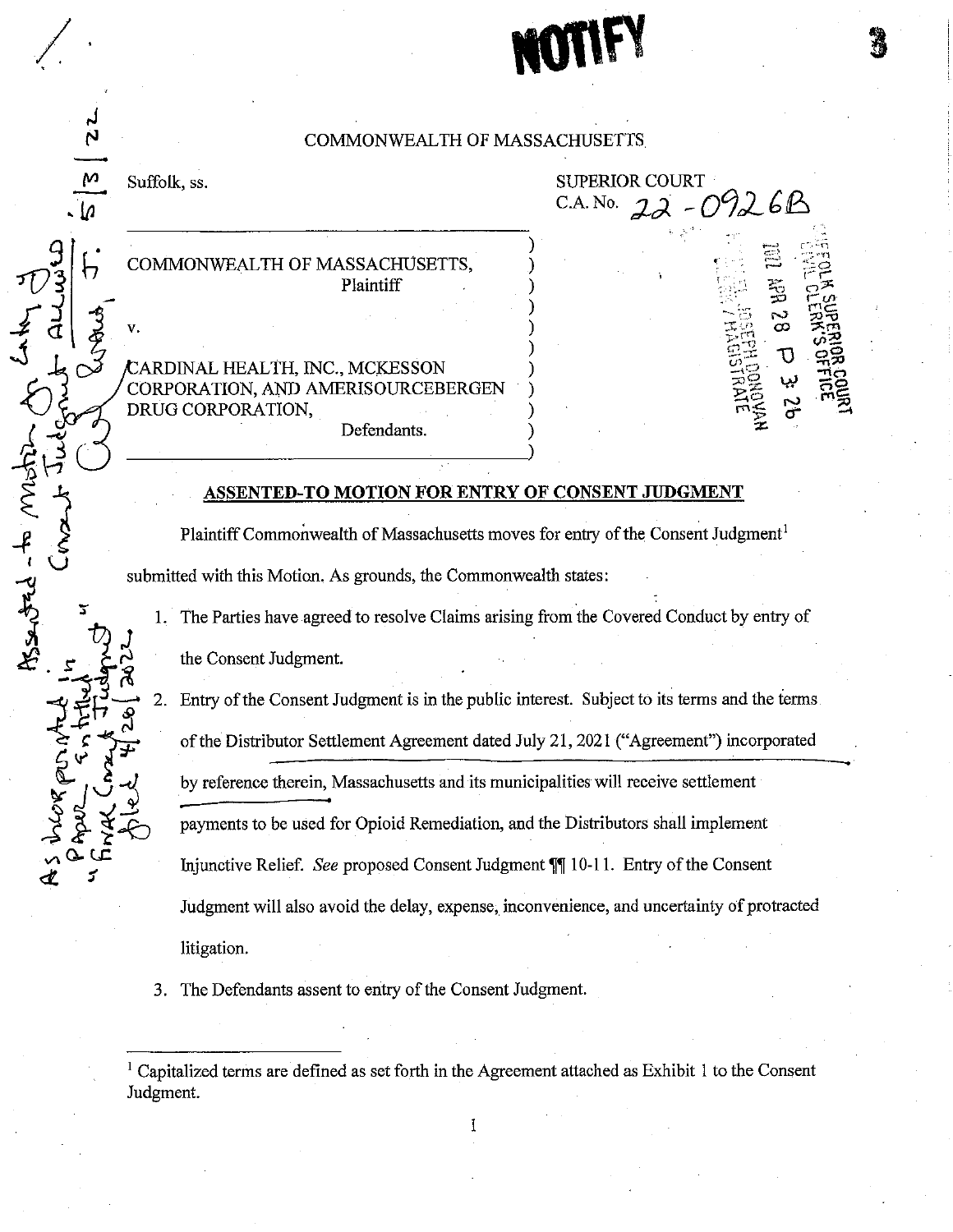NOTIFY

Assented-to Motion for Entry of Consent Judgment ALLOWED

As incorporated in paper entitled "Final Consent Judgment" filed 4/26/2022

J. 5/3/22

COMMONWEALTH OF MASSACHUSETTS

Suffolk, ss.

SUPERIOR COURT
C.A. No. 22-0926B

SUFFOLK SUPERIOR COURT
CIVIL CLERK'S OFFICE
2022 APR 28 P 3:26
MICHAEL JOSEPH DONOVAN
CLERK / MAGISTRATE

COMMONWEALTH OF MASSACHUSETTS,
Plaintiff

v.

CARDINAL HEALTH, INC., MCKESSON CORPORATION, AND AMERISOURCEBERGEN DRUG CORPORATION,
Defendants.

## ASSENTED-TO MOTION FOR ENTRY OF CONSENT JUDGMENT

Plaintiff Commonwealth of Massachusetts moves for entry of the Consent Judgment[1] submitted with this Motion. As grounds, the Commonwealth states:

1. The Parties have agreed to resolve Claims arising from the Covered Conduct by entry of the Consent Judgment.
2. Entry of the Consent Judgment is in the public interest. Subject to its terms and the terms of the Distributor Settlement Agreement dated July 21, 2021 ("Agreement") incorporated by reference therein, Massachusetts and its municipalities will receive settlement payments to be used for Opioid Remediation, and the Distributors shall implement Injunctive Relief. *See* proposed Consent Judgment ¶¶ 10-11. Entry of the Consent Judgment will also avoid the delay, expense, inconvenience, and uncertainty of protracted litigation.
3. The Defendants assent to entry of the Consent Judgment.

[1] Capitalized terms are defined as set forth in the Agreement attached as Exhibit 1 to the Consent Judgment.